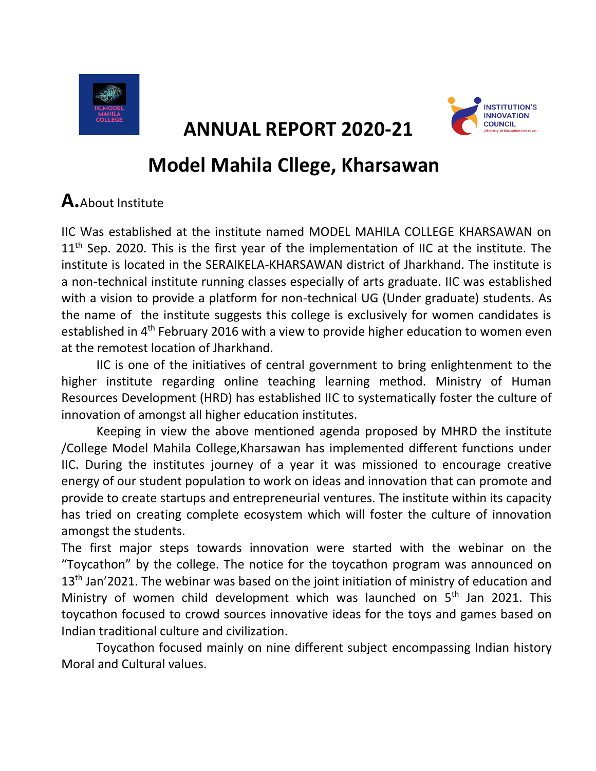# ANNUAL REPORT 2020-21

# Model Mahila Cllege, Kharsawan

## A. About Institute

IIC Was established at the institute named MODEL MAHILA COLLEGE KHARSAWAN on 11th Sep. 2020. This is the first year of the implementation of IIC at the institute. The institute is located in the SERAIKELA-KHARSAWAN district of Jharkhand. The institute is a non-technical institute running classes especially of arts graduate. IIC was established with a vision to provide a platform for non-technical UG (Under graduate) students. As the name of the institute suggests this college is exclusively for women candidates is established in 4th February 2016 with a view to provide higher education to women even at the remotest location of Jharkhand.

IIC is one of the initiatives of central government to bring enlightenment to the higher institute regarding online teaching learning method. Ministry of Human Resources Development (HRD) has established IIC to systematically foster the culture of innovation of amongst all higher education institutes.

Keeping in view the above mentioned agenda proposed by MHRD the institute /College Model Mahila College,Kharsawan has implemented different functions under IIC. During the institutes journey of a year it was missioned to encourage creative energy of our student population to work on ideas and innovation that can promote and provide to create startups and entrepreneurial ventures. The institute within its capacity has tried on creating complete ecosystem which will foster the culture of innovation amongst the students.

The first major steps towards innovation were started with the webinar on the "Toycathon" by the college. The notice for the toycathon program was announced on 13th Jan'2021. The webinar was based on the joint initiation of ministry of education and Ministry of women child development which was launched on 5th Jan 2021. This toycathon focused to crowd sources innovative ideas for the toys and games based on Indian traditional culture and civilization.

Toycathon focused mainly on nine different subject encompassing Indian history Moral and Cultural values.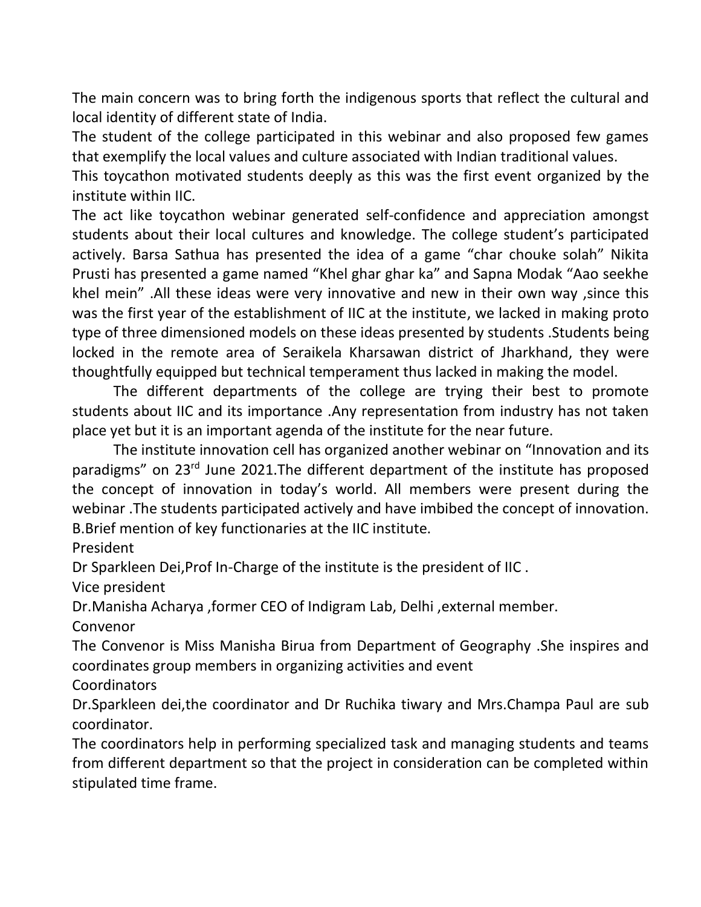The main concern was to bring forth the indigenous sports that reflect the cultural and local identity of different state of India.

The student of the college participated in this webinar and also proposed few games that exemplify the local values and culture associated with Indian traditional values.

This toycathon motivated students deeply as this was the first event organized by the institute within IIC.

The act like toycathon webinar generated self-confidence and appreciation amongst students about their local cultures and knowledge. The college student's participated actively. Barsa Sathua has presented the idea of a game "char chouke solah" Nikita Prusti has presented a game named "Khel ghar ghar ka" and Sapna Modak "Aao seekhe khel mein" .All these ideas were very innovative and new in their own way ,since this was the first year of the establishment of IIC at the institute, we lacked in making proto type of three dimensioned models on these ideas presented by students .Students being locked in the remote area of Seraikela Kharsawan district of Jharkhand, they were thoughtfully equipped but technical temperament thus lacked in making the model.

The different departments of the college are trying their best to promote students about IIC and its importance .Any representation from industry has not taken place yet but it is an important agenda of the institute for the near future.

The institute innovation cell has organized another webinar on "Innovation and its paradigms" on 23rd June 2021.The different department of the institute has proposed the concept of innovation in today's world. All members were present during the webinar .The students participated actively and have imbibed the concept of innovation.

B.Brief mention of key functionaries at the IIC institute.

President

Dr Sparkleen Dei,Prof In-Charge of the institute is the president of IIC .

Vice president

Dr.Manisha Acharya ,former CEO of Indigram Lab, Delhi ,external member.

Convenor

The Convenor is Miss Manisha Birua from Department of Geography .She inspires and coordinates group members in organizing activities and event

Coordinators

Dr.Sparkleen dei,the coordinator and Dr Ruchika tiwary and Mrs.Champa Paul are sub coordinator.

The coordinators help in performing specialized task and managing students and teams from different department so that the project in consideration can be completed within stipulated time frame.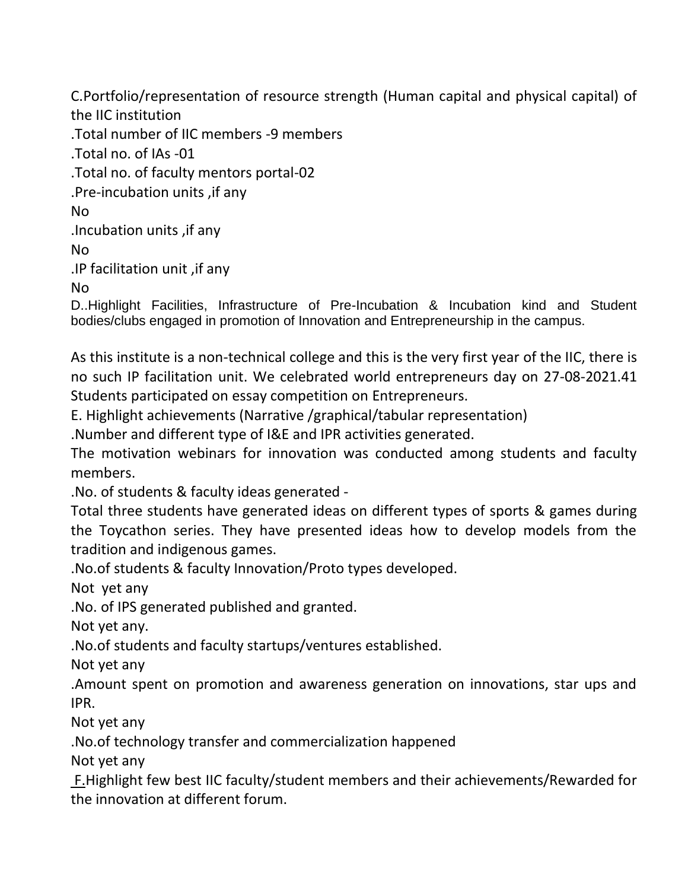C.Portfolio/representation of resource strength (Human capital and physical capital) of the IIC institution

.Total number of IIC members -9 members

.Total no. of IAs -01

.Total no. of faculty mentors portal-02

.Pre-incubation units ,if any

No

.Incubation units ,if any

No

.IP facilitation unit ,if any

No

D..Highlight Facilities, Infrastructure of Pre-Incubation & Incubation kind and Student bodies/clubs engaged in promotion of Innovation and Entrepreneurship in the campus.

As this institute is a non-technical college and this is the very first year of the IIC, there is no such IP facilitation unit. We celebrated world entrepreneurs day on 27-08-2021.41 Students participated on essay competition on Entrepreneurs.

E. Highlight achievements (Narrative /graphical/tabular representation)

.Number and different type of I&E and IPR activities generated.

The motivation webinars for innovation was conducted among students and faculty members.

.No. of students & faculty ideas generated -

Total three students have generated ideas on different types of sports & games during the Toycathon series. They have presented ideas how to develop models from the tradition and indigenous games.

.No.of students & faculty Innovation/Proto types developed.

Not yet any

.No. of IPS generated published and granted.

Not yet any.

.No.of students and faculty startups/ventures established.

Not yet any

.Amount spent on promotion and awareness generation on innovations, star ups and IPR.

Not yet any

.No.of technology transfer and commercialization happened

Not yet any

F.Highlight few best IIC faculty/student members and their achievements/Rewarded for the innovation at different forum.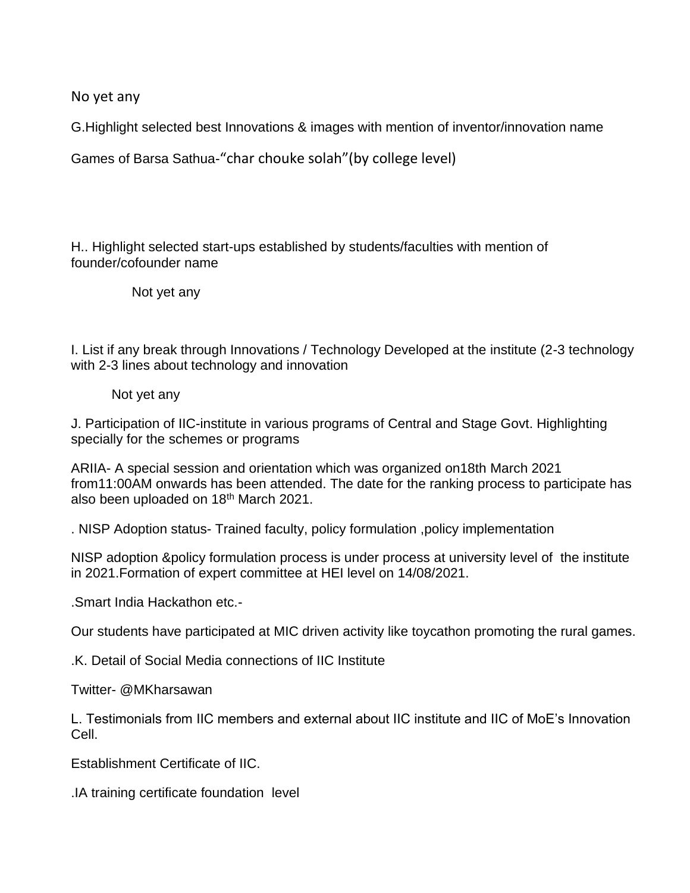No yet any

G.Highlight selected best Innovations & images with mention of inventor/innovation name

Games of Barsa Sathua-“char chouke solah”(by college level)

H.. Highlight selected start-ups established by students/faculties with mention of founder/cofounder name

Not yet any

I. List if any break through Innovations / Technology Developed at the institute (2-3 technology with 2-3 lines about technology and innovation

Not yet any

J. Participation of IIC-institute in various programs of Central and Stage Govt. Highlighting specially for the schemes or programs

ARIIA- A special session and orientation which was organized on18th March 2021 from11:00AM onwards has been attended. The date for the ranking process to participate has also been uploaded on 18th March 2021.

. NISP Adoption status- Trained faculty, policy formulation ,policy implementation

NISP adoption &policy formulation process is under process at university level of the institute in 2021.Formation of expert committee at HEI level on 14/08/2021.

.Smart India Hackathon etc.-

Our students have participated at MIC driven activity like toycathon promoting the rural games.

.K. Detail of Social Media connections of IIC Institute

Twitter- @MKharsawan

L. Testimonials from IIC members and external about IIC institute and IIC of MoE’s Innovation Cell.

Establishment Certificate of IIC.

.IA training certificate foundation level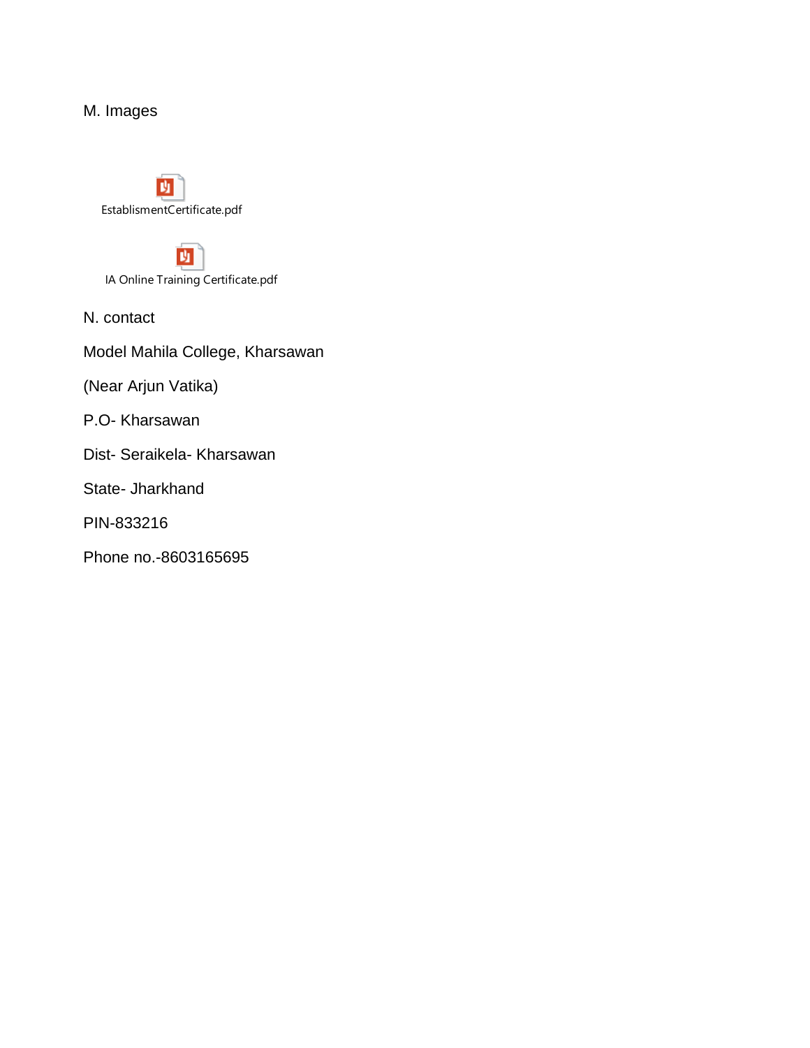M. Images

EstablismentCertificate.pdf

IA Online Training Certificate.pdf

N. contact

Model Mahila College, Kharsawan

(Near Arjun Vatika)

P.O- Kharsawan

Dist- Seraikela- Kharsawan

State- Jharkhand

PIN-833216

Phone no.-8603165695